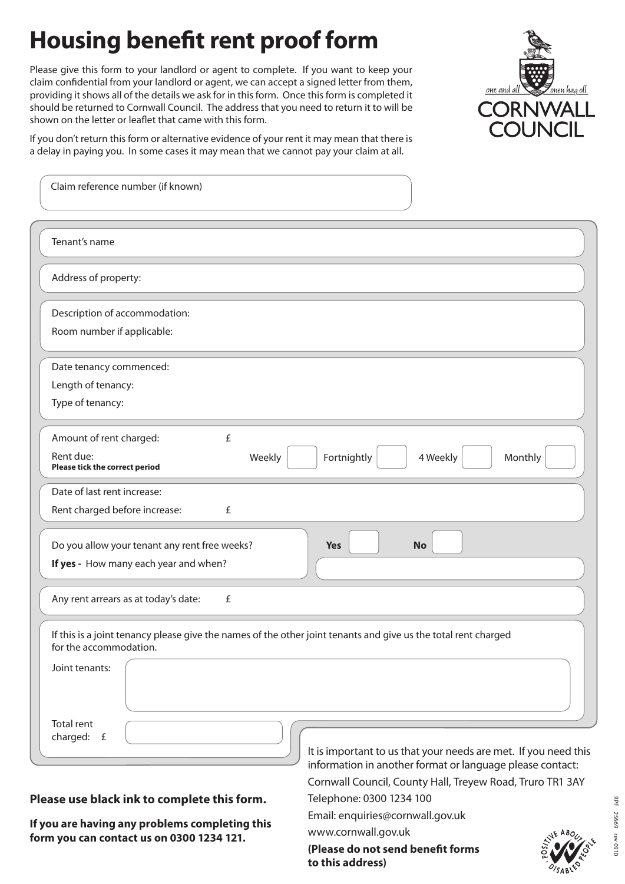# Housing benefit rent proof form

Please give this form to your landlord or agent to complete. If you want to keep your claim confidential from your landlord or agent, we can accept a signed letter from them, providing it shows all of the details we ask for in this form. Once this form is completed it should be returned to Cornwall Council. The address that you need to return it to will be shown on the letter or leaflet that came with this form.

If you don't return this form or alternative evidence of your rent it may mean that there is a delay in paying you. In some cases it may mean that we cannot pay your claim at all.

one and all — onen hag oll

CORNWALL COUNCIL

Claim reference number (if known)

Tenant's name

Address of property:

Description of accommodation:

Room number if applicable:

Date tenancy commenced:

Length of tenancy:

Type of tenancy:

Amount of rent charged: £

Rent due: **Please tick the correct period** — Weekly ☐ Fortnightly ☐ 4 Weekly ☐ Monthly ☐

Date of last rent increase:

Rent charged before increase: £

Do you allow your tenant any rent free weeks? **Yes** ☐ **No** ☐

**If yes -** How many each year and when?

Any rent arrears as at today's date: £

If this is a joint tenancy please give the names of the other joint tenants and give us the total rent charged for the accommodation.

Joint tenants:

Total rent charged: £

It is important to us that your needs are met. If you need this information in another format or language please contact:

Cornwall Council, County Hall, Treyew Road, Truro TR1 3AY

Telephone: 0300 1234 100

Email: enquiries@cornwall.gov.uk

www.cornwall.gov.uk

**(Please do not send benefit forms to this address)**

**Please use black ink to complete this form.**

**If you are having any problems completing this form you can contact us on 0300 1234 121.**

RPF 25669 rev 0910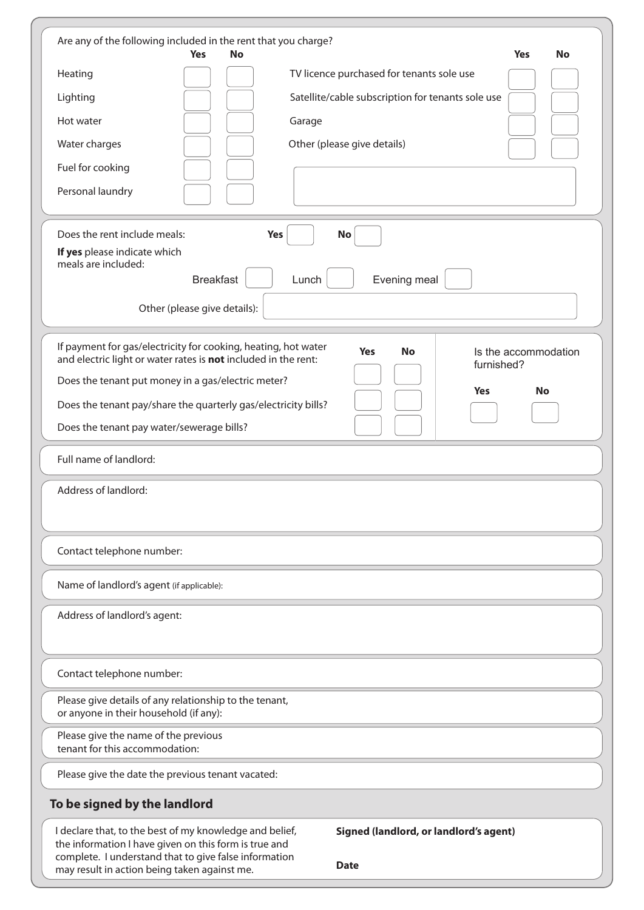Are any of the following included in the rent that you charge?

| | Yes | No |
|---|---|---|
| Heating | | |
| Lighting | | |
| Hot water | | |
| Water charges | | |
| Fuel for cooking | | |
| Personal laundry | | |
| TV licence purchased for tenants sole use | | |
| Satellite/cable subscription for tenants sole use | | |
| Garage | | |
| Other (please give details) | | |

Does the rent include meals: **Yes** ☐ **No** ☐

**If yes** please indicate which meals are included:

Breakfast ☐ Lunch ☐ Evening meal ☐

Other (please give details):

If payment for gas/electricity for cooking, heating, hot water and electric light or water rates is **not** included in the rent:

| | Yes | No |
|---|---|---|
| Does the tenant put money in a gas/electric meter? | | |
| Does the tenant pay/share the quarterly gas/electricity bills? | | |
| Does the tenant pay water/sewerage bills? | | |

Is the accommodation furnished? **Yes** ☐ **No** ☐

Full name of landlord:

Address of landlord:

Contact telephone number:

Name of landlord's agent (if applicable):

Address of landlord's agent:

Contact telephone number:

Please give details of any relationship to the tenant, or anyone in their household (if any):

Please give the name of the previous tenant for this accommodation:

Please give the date the previous tenant vacated:

## To be signed by the landlord

I declare that, to the best of my knowledge and belief, the information I have given on this form is true and complete. I understand that to give false information may result in action being taken against me.

**Signed (landlord, or landlord's agent)**

**Date**